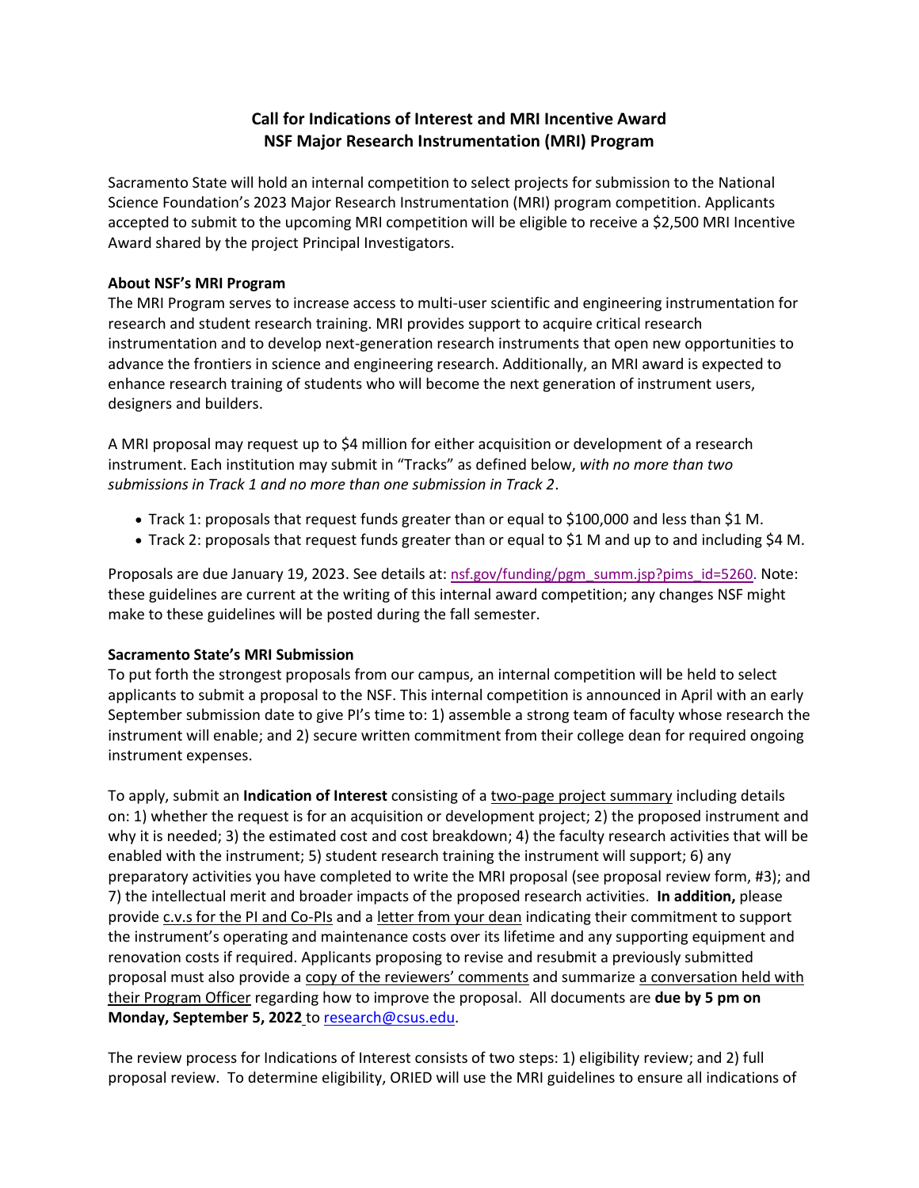# Call for Indications of Interest and MRI Incentive Award
# NSF Major Research Instrumentation (MRI) Program

Sacramento State will hold an internal competition to select projects for submission to the National Science Foundation's 2023 Major Research Instrumentation (MRI) program competition. Applicants accepted to submit to the upcoming MRI competition will be eligible to receive a $2,500 MRI Incentive Award shared by the project Principal Investigators.

**About NSF's MRI Program**

The MRI Program serves to increase access to multi-user scientific and engineering instrumentation for research and student research training. MRI provides support to acquire critical research instrumentation and to develop next-generation research instruments that open new opportunities to advance the frontiers in science and engineering research. Additionally, an MRI award is expected to enhance research training of students who will become the next generation of instrument users, designers and builders.

A MRI proposal may request up to $4 million for either acquisition or development of a research instrument. Each institution may submit in "Tracks" as defined below, *with no more than two submissions in Track 1 and no more than one submission in Track 2*.

- Track 1: proposals that request funds greater than or equal to $100,000 and less than $1 M.
- Track 2: proposals that request funds greater than or equal to $1 M and up to and including $4 M.

Proposals are due January 19, 2023. See details at: nsf.gov/funding/pgm_summ.jsp?pims_id=5260. Note: these guidelines are current at the writing of this internal award competition; any changes NSF might make to these guidelines will be posted during the fall semester.

**Sacramento State's MRI Submission**

To put forth the strongest proposals from our campus, an internal competition will be held to select applicants to submit a proposal to the NSF. This internal competition is announced in April with an early September submission date to give PI's time to: 1) assemble a strong team of faculty whose research the instrument will enable; and 2) secure written commitment from their college dean for required ongoing instrument expenses.

To apply, submit an **Indication of Interest** consisting of a two-page project summary including details on: 1) whether the request is for an acquisition or development project; 2) the proposed instrument and why it is needed; 3) the estimated cost and cost breakdown; 4) the faculty research activities that will be enabled with the instrument; 5) student research training the instrument will support; 6) any preparatory activities you have completed to write the MRI proposal (see proposal review form, #3); and 7) the intellectual merit and broader impacts of the proposed research activities. **In addition,** please provide c.v.s for the PI and Co-PIs and a letter from your dean indicating their commitment to support the instrument's operating and maintenance costs over its lifetime and any supporting equipment and renovation costs if required. Applicants proposing to revise and resubmit a previously submitted proposal must also provide a copy of the reviewers' comments and summarize a conversation held with their Program Officer regarding how to improve the proposal. All documents are **due by 5 pm on Monday, September 5, 2022** to research@csus.edu.

The review process for Indications of Interest consists of two steps: 1) eligibility review; and 2) full proposal review. To determine eligibility, ORIED will use the MRI guidelines to ensure all indications of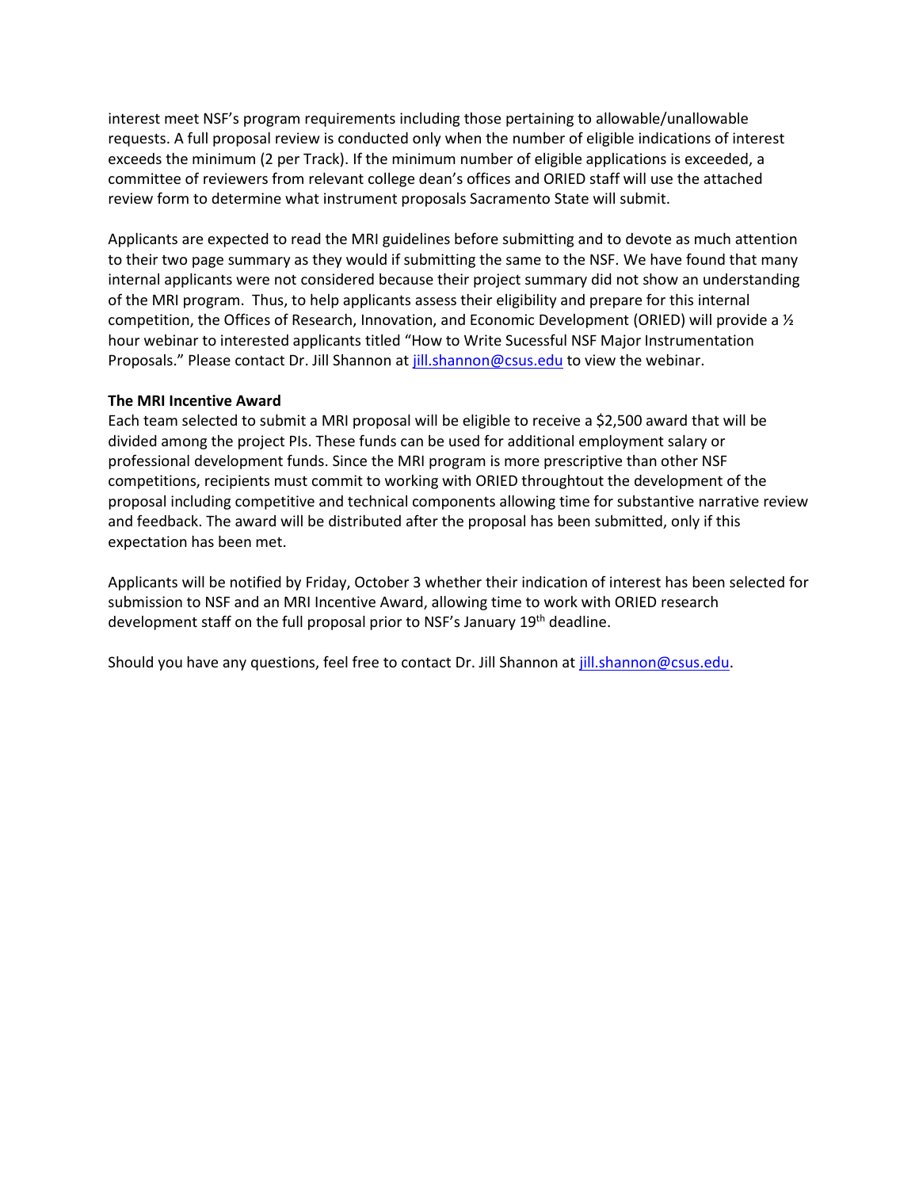interest meet NSF's program requirements including those pertaining to allowable/unallowable requests. A full proposal review is conducted only when the number of eligible indications of interest exceeds the minimum (2 per Track). If the minimum number of eligible applications is exceeded, a committee of reviewers from relevant college dean's offices and ORIED staff will use the attached review form to determine what instrument proposals Sacramento State will submit.

Applicants are expected to read the MRI guidelines before submitting and to devote as much attention to their two page summary as they would if submitting the same to the NSF. We have found that many internal applicants were not considered because their project summary did not show an understanding of the MRI program. Thus, to help applicants assess their eligibility and prepare for this internal competition, the Offices of Research, Innovation, and Economic Development (ORIED) will provide a ½ hour webinar to interested applicants titled "How to Write Sucessful NSF Major Instrumentation Proposals." Please contact Dr. Jill Shannon at jill.shannon@csus.edu to view the webinar.

**The MRI Incentive Award**

Each team selected to submit a MRI proposal will be eligible to receive a $2,500 award that will be divided among the project PIs. These funds can be used for additional employment salary or professional development funds. Since the MRI program is more prescriptive than other NSF competitions, recipients must commit to working with ORIED throughtout the development of the proposal including competitive and technical components allowing time for substantive narrative review and feedback. The award will be distributed after the proposal has been submitted, only if this expectation has been met.

Applicants will be notified by Friday, October 3 whether their indication of interest has been selected for submission to NSF and an MRI Incentive Award, allowing time to work with ORIED research development staff on the full proposal prior to NSF's January 19th deadline.

Should you have any questions, feel free to contact Dr. Jill Shannon at jill.shannon@csus.edu.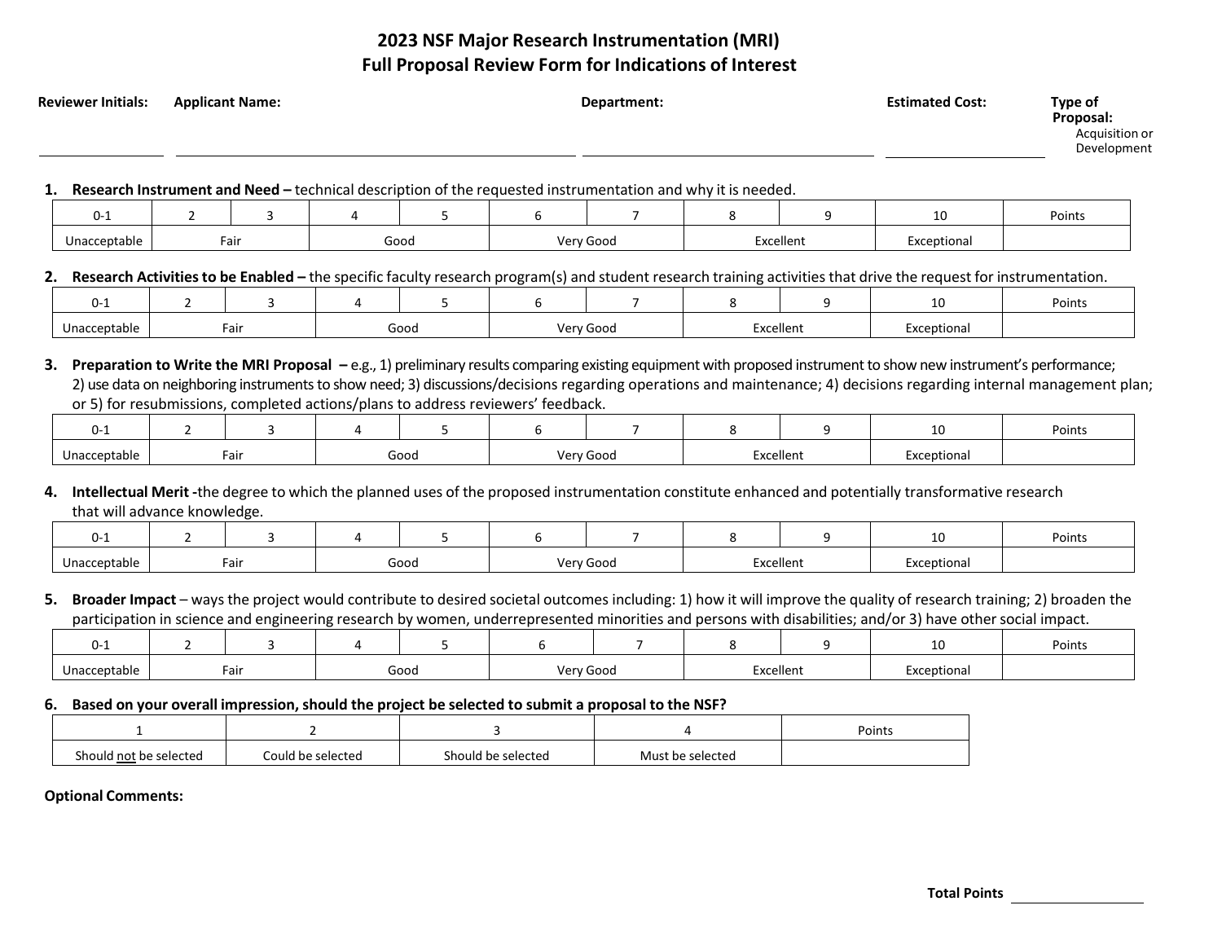# 2023 NSF Major Research Instrumentation (MRI)
# Full Proposal Review Form for Indications of Interest

**Reviewer Initials:** ____________ **Applicant Name:** ____________ **Department:** ____________ **Estimated Cost:** ____________ **Type of Proposal:** Acquisition or Development

1. **Research Instrument and Need –** technical description of the requested instrumentation and why it is needed.

| 0-1 | 2 | 3 | 4 | 5 | 6 | 7 | 8 | 9 | 10 | Points |
|---|---|---|---|---|---|---|---|---|---|---|
| Unacceptable | Fair | | Good | | Very Good | | Excellent | | Exceptional | |

2. **Research Activities to be Enabled –** the specific faculty research program(s) and student research training activities that drive the request for instrumentation.

| 0-1 | 2 | 3 | 4 | 5 | 6 | 7 | 8 | 9 | 10 | Points |
|---|---|---|---|---|---|---|---|---|---|---|
| Unacceptable | Fair | | Good | | Very Good | | Excellent | | Exceptional | |

3. **Preparation to Write the MRI Proposal –** e.g., 1) preliminary results comparing existing equipment with proposed instrument to show new instrument's performance; 2) use data on neighboring instruments to show need; 3) discussions/decisions regarding operations and maintenance; 4) decisions regarding internal management plan; or 5) for resubmissions, completed actions/plans to address reviewers' feedback.

| 0-1 | 2 | 3 | 4 | 5 | 6 | 7 | 8 | 9 | 10 | Points |
|---|---|---|---|---|---|---|---|---|---|---|
| Unacceptable | Fair | | Good | | Very Good | | Excellent | | Exceptional | |

4. **Intellectual Merit -**the degree to which the planned uses of the proposed instrumentation constitute enhanced and potentially transformative research that will advance knowledge.

| 0-1 | 2 | 3 | 4 | 5 | 6 | 7 | 8 | 9 | 10 | Points |
|---|---|---|---|---|---|---|---|---|---|---|
| Unacceptable | Fair | | Good | | Very Good | | Excellent | | Exceptional | |

5. **Broader Impact** – ways the project would contribute to desired societal outcomes including: 1) how it will improve the quality of research training; 2) broaden the participation in science and engineering research by women, underrepresented minorities and persons with disabilities; and/or 3) have other social impact.

| 0-1 | 2 | 3 | 4 | 5 | 6 | 7 | 8 | 9 | 10 | Points |
|---|---|---|---|---|---|---|---|---|---|---|
| Unacceptable | Fair | | Good | | Very Good | | Excellent | | Exceptional | |

6. **Based on your overall impression, should the project be selected to submit a proposal to the NSF?**

| 1 | 2 | 3 | 4 | Points |
|---|---|---|---|---|
| Should not be selected | Could be selected | Should be selected | Must be selected | |

**Optional Comments:**

**Total Points** ____________